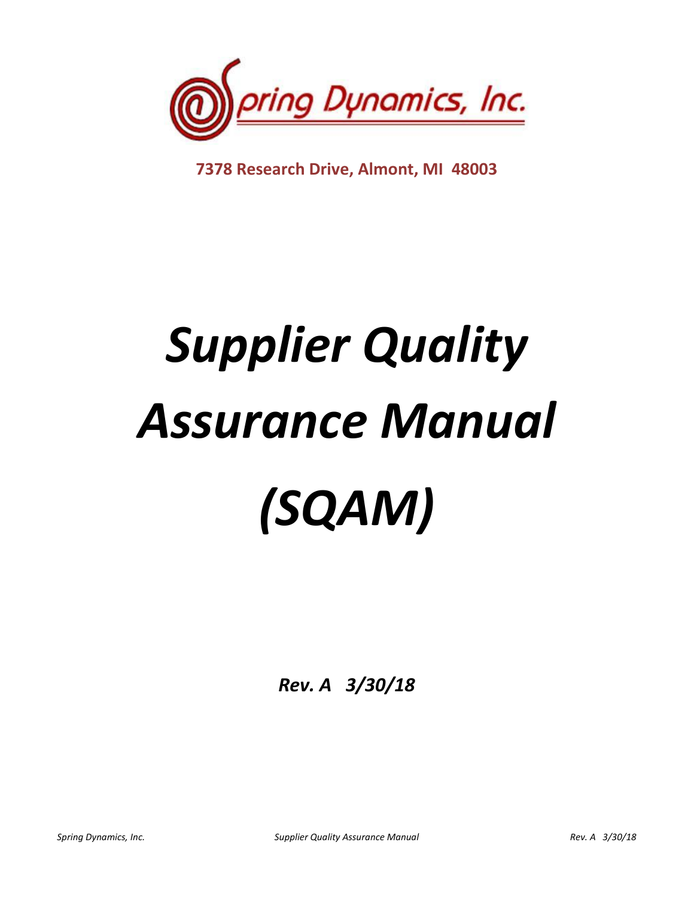Spring Dynamics, Inc.

**7378 Research Drive, Almont, MI 48003**

# *Supplier Quality Assurance Manual (SQAM)*

***Rev. A 3/30/18***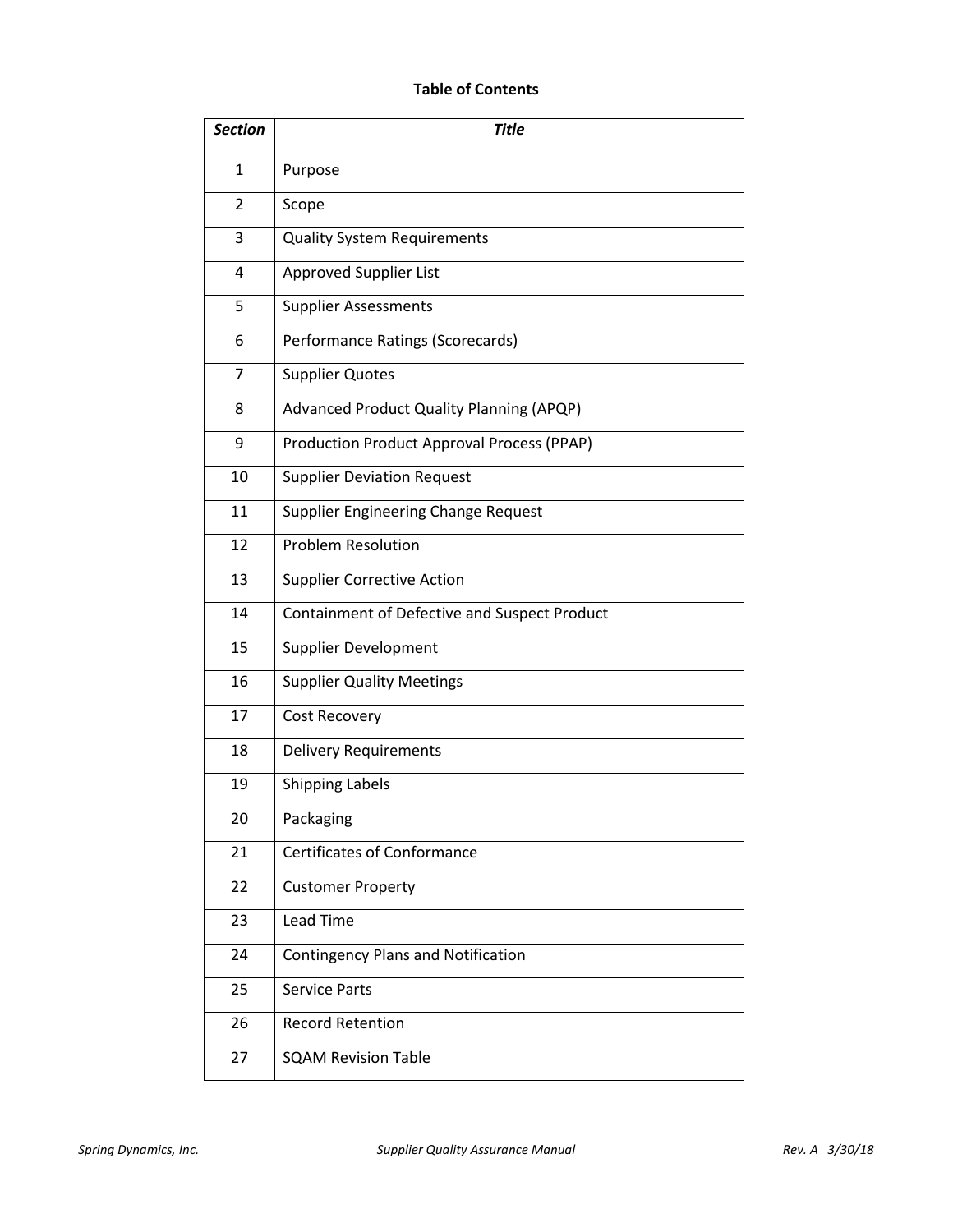**Table of Contents**

| *Section* | *Title* |
|---|---|
| 1 | Purpose |
| 2 | Scope |
| 3 | Quality System Requirements |
| 4 | Approved Supplier List |
| 5 | Supplier Assessments |
| 6 | Performance Ratings (Scorecards) |
| 7 | Supplier Quotes |
| 8 | Advanced Product Quality Planning (APQP) |
| 9 | Production Product Approval Process (PPAP) |
| 10 | Supplier Deviation Request |
| 11 | Supplier Engineering Change Request |
| 12 | Problem Resolution |
| 13 | Supplier Corrective Action |
| 14 | Containment of Defective and Suspect Product |
| 15 | Supplier Development |
| 16 | Supplier Quality Meetings |
| 17 | Cost Recovery |
| 18 | Delivery Requirements |
| 19 | Shipping Labels |
| 20 | Packaging |
| 21 | Certificates of Conformance |
| 22 | Customer Property |
| 23 | Lead Time |
| 24 | Contingency Plans and Notification |
| 25 | Service Parts |
| 26 | Record Retention |
| 27 | SQAM Revision Table |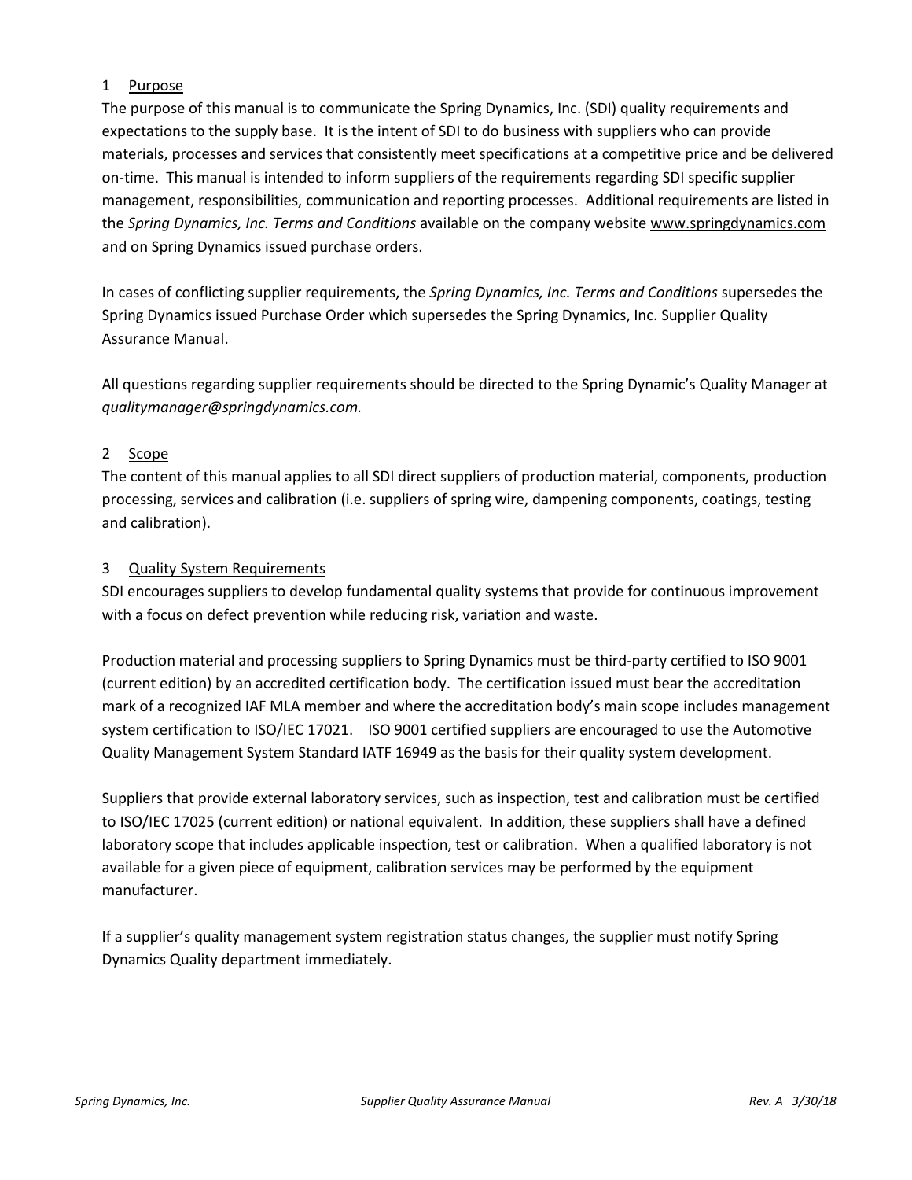## 1 Purpose

The purpose of this manual is to communicate the Spring Dynamics, Inc. (SDI) quality requirements and expectations to the supply base. It is the intent of SDI to do business with suppliers who can provide materials, processes and services that consistently meet specifications at a competitive price and be delivered on-time. This manual is intended to inform suppliers of the requirements regarding SDI specific supplier management, responsibilities, communication and reporting processes. Additional requirements are listed in the *Spring Dynamics, Inc. Terms and Conditions* available on the company website www.springdynamics.com and on Spring Dynamics issued purchase orders.

In cases of conflicting supplier requirements, the *Spring Dynamics, Inc. Terms and Conditions* supersedes the Spring Dynamics issued Purchase Order which supersedes the Spring Dynamics, Inc. Supplier Quality Assurance Manual.

All questions regarding supplier requirements should be directed to the Spring Dynamic's Quality Manager at *qualitymanager@springdynamics.com.*

## 2 Scope

The content of this manual applies to all SDI direct suppliers of production material, components, production processing, services and calibration (i.e. suppliers of spring wire, dampening components, coatings, testing and calibration).

## 3 Quality System Requirements

SDI encourages suppliers to develop fundamental quality systems that provide for continuous improvement with a focus on defect prevention while reducing risk, variation and waste.

Production material and processing suppliers to Spring Dynamics must be third-party certified to ISO 9001 (current edition) by an accredited certification body. The certification issued must bear the accreditation mark of a recognized IAF MLA member and where the accreditation body's main scope includes management system certification to ISO/IEC 17021. ISO 9001 certified suppliers are encouraged to use the Automotive Quality Management System Standard IATF 16949 as the basis for their quality system development.

Suppliers that provide external laboratory services, such as inspection, test and calibration must be certified to ISO/IEC 17025 (current edition) or national equivalent. In addition, these suppliers shall have a defined laboratory scope that includes applicable inspection, test or calibration. When a qualified laboratory is not available for a given piece of equipment, calibration services may be performed by the equipment manufacturer.

If a supplier's quality management system registration status changes, the supplier must notify Spring Dynamics Quality department immediately.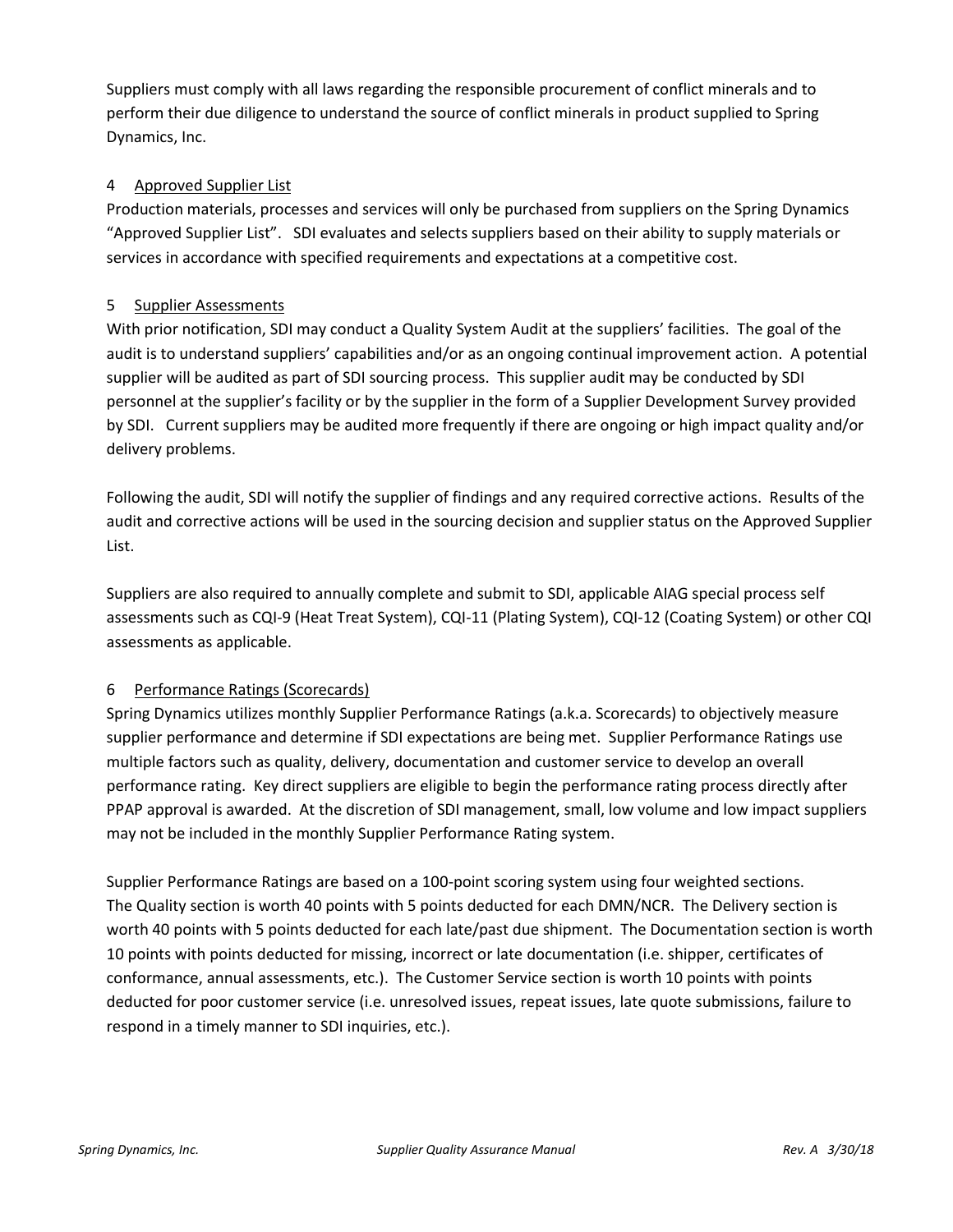Suppliers must comply with all laws regarding the responsible procurement of conflict minerals and to perform their due diligence to understand the source of conflict minerals in product supplied to Spring Dynamics, Inc.

## 4 Approved Supplier List

Production materials, processes and services will only be purchased from suppliers on the Spring Dynamics "Approved Supplier List". SDI evaluates and selects suppliers based on their ability to supply materials or services in accordance with specified requirements and expectations at a competitive cost.

## 5 Supplier Assessments

With prior notification, SDI may conduct a Quality System Audit at the suppliers' facilities. The goal of the audit is to understand suppliers' capabilities and/or as an ongoing continual improvement action. A potential supplier will be audited as part of SDI sourcing process. This supplier audit may be conducted by SDI personnel at the supplier's facility or by the supplier in the form of a Supplier Development Survey provided by SDI. Current suppliers may be audited more frequently if there are ongoing or high impact quality and/or delivery problems.

Following the audit, SDI will notify the supplier of findings and any required corrective actions. Results of the audit and corrective actions will be used in the sourcing decision and supplier status on the Approved Supplier List.

Suppliers are also required to annually complete and submit to SDI, applicable AIAG special process self assessments such as CQI-9 (Heat Treat System), CQI-11 (Plating System), CQI-12 (Coating System) or other CQI assessments as applicable.

## 6 Performance Ratings (Scorecards)

Spring Dynamics utilizes monthly Supplier Performance Ratings (a.k.a. Scorecards) to objectively measure supplier performance and determine if SDI expectations are being met. Supplier Performance Ratings use multiple factors such as quality, delivery, documentation and customer service to develop an overall performance rating. Key direct suppliers are eligible to begin the performance rating process directly after PPAP approval is awarded. At the discretion of SDI management, small, low volume and low impact suppliers may not be included in the monthly Supplier Performance Rating system.

Supplier Performance Ratings are based on a 100-point scoring system using four weighted sections. The Quality section is worth 40 points with 5 points deducted for each DMN/NCR. The Delivery section is worth 40 points with 5 points deducted for each late/past due shipment. The Documentation section is worth 10 points with points deducted for missing, incorrect or late documentation (i.e. shipper, certificates of conformance, annual assessments, etc.). The Customer Service section is worth 10 points with points deducted for poor customer service (i.e. unresolved issues, repeat issues, late quote submissions, failure to respond in a timely manner to SDI inquiries, etc.).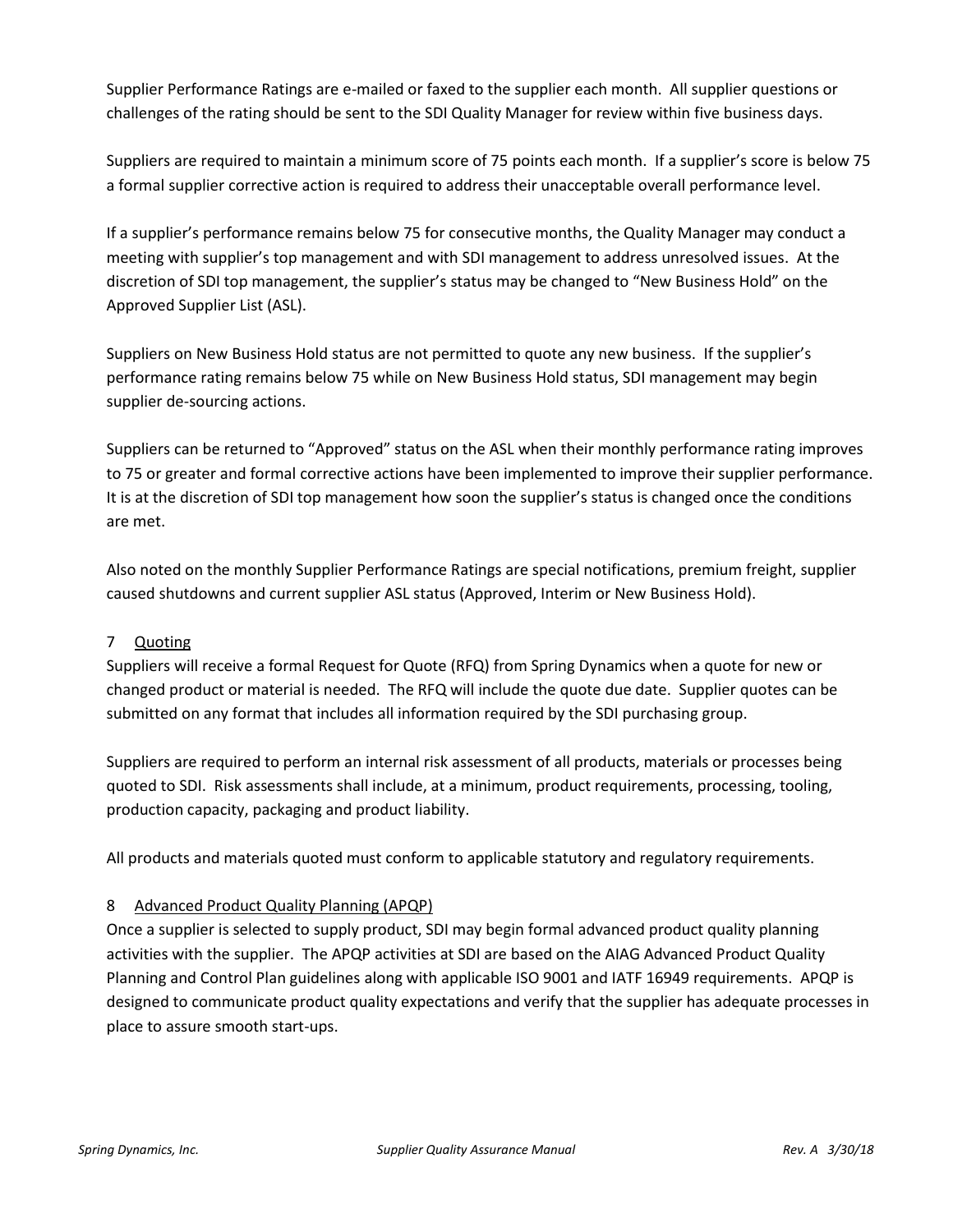Supplier Performance Ratings are e-mailed or faxed to the supplier each month. All supplier questions or challenges of the rating should be sent to the SDI Quality Manager for review within five business days.

Suppliers are required to maintain a minimum score of 75 points each month. If a supplier's score is below 75 a formal supplier corrective action is required to address their unacceptable overall performance level.

If a supplier's performance remains below 75 for consecutive months, the Quality Manager may conduct a meeting with supplier's top management and with SDI management to address unresolved issues. At the discretion of SDI top management, the supplier's status may be changed to "New Business Hold" on the Approved Supplier List (ASL).

Suppliers on New Business Hold status are not permitted to quote any new business. If the supplier's performance rating remains below 75 while on New Business Hold status, SDI management may begin supplier de-sourcing actions.

Suppliers can be returned to "Approved" status on the ASL when their monthly performance rating improves to 75 or greater and formal corrective actions have been implemented to improve their supplier performance. It is at the discretion of SDI top management how soon the supplier's status is changed once the conditions are met.

Also noted on the monthly Supplier Performance Ratings are special notifications, premium freight, supplier caused shutdowns and current supplier ASL status (Approved, Interim or New Business Hold).

## 7 Quoting

Suppliers will receive a formal Request for Quote (RFQ) from Spring Dynamics when a quote for new or changed product or material is needed. The RFQ will include the quote due date. Supplier quotes can be submitted on any format that includes all information required by the SDI purchasing group.

Suppliers are required to perform an internal risk assessment of all products, materials or processes being quoted to SDI. Risk assessments shall include, at a minimum, product requirements, processing, tooling, production capacity, packaging and product liability.

All products and materials quoted must conform to applicable statutory and regulatory requirements.

## 8 Advanced Product Quality Planning (APQP)

Once a supplier is selected to supply product, SDI may begin formal advanced product quality planning activities with the supplier. The APQP activities at SDI are based on the AIAG Advanced Product Quality Planning and Control Plan guidelines along with applicable ISO 9001 and IATF 16949 requirements. APQP is designed to communicate product quality expectations and verify that the supplier has adequate processes in place to assure smooth start-ups.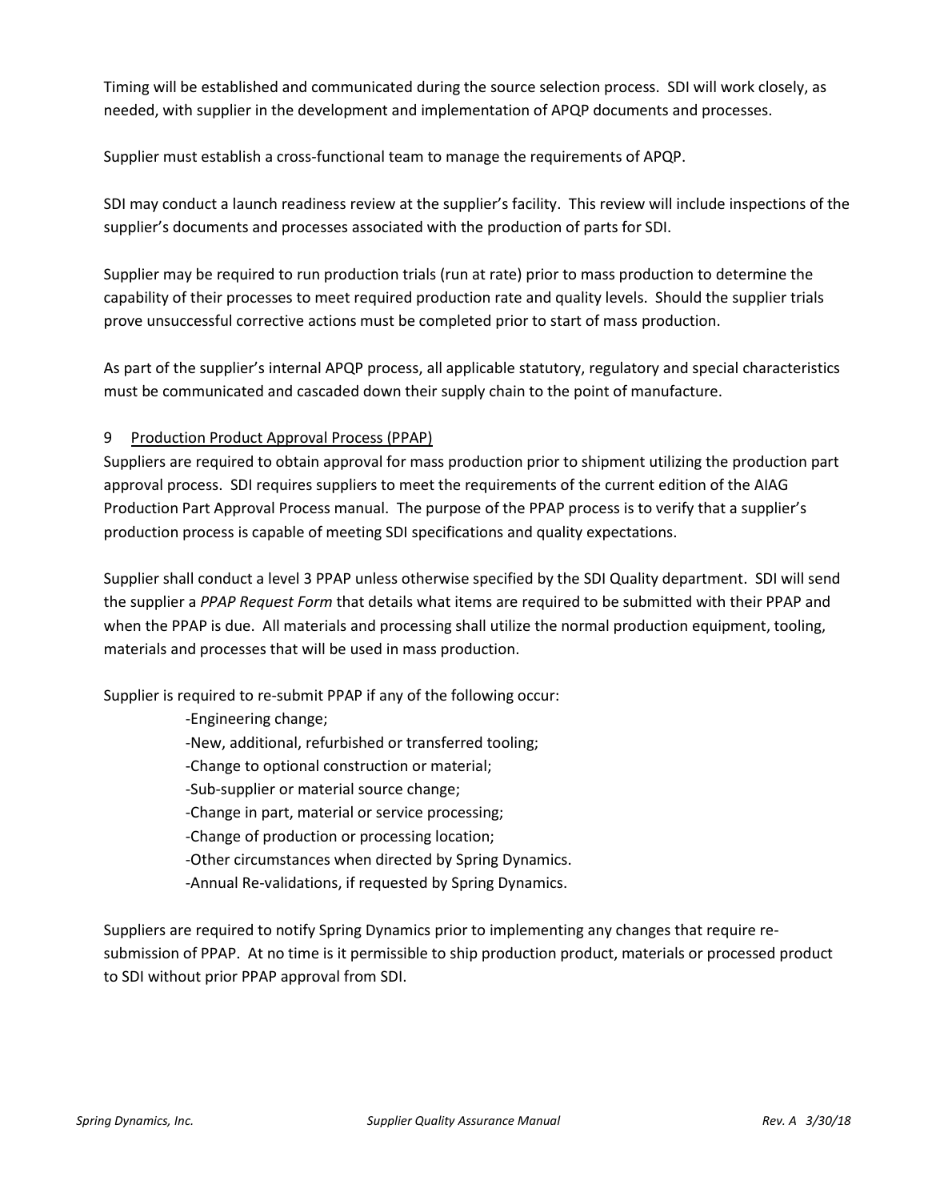Timing will be established and communicated during the source selection process. SDI will work closely, as needed, with supplier in the development and implementation of APQP documents and processes.

Supplier must establish a cross-functional team to manage the requirements of APQP.

SDI may conduct a launch readiness review at the supplier's facility. This review will include inspections of the supplier's documents and processes associated with the production of parts for SDI.

Supplier may be required to run production trials (run at rate) prior to mass production to determine the capability of their processes to meet required production rate and quality levels. Should the supplier trials prove unsuccessful corrective actions must be completed prior to start of mass production.

As part of the supplier's internal APQP process, all applicable statutory, regulatory and special characteristics must be communicated and cascaded down their supply chain to the point of manufacture.

## 9 Production Product Approval Process (PPAP)

Suppliers are required to obtain approval for mass production prior to shipment utilizing the production part approval process. SDI requires suppliers to meet the requirements of the current edition of the AIAG Production Part Approval Process manual. The purpose of the PPAP process is to verify that a supplier's production process is capable of meeting SDI specifications and quality expectations.

Supplier shall conduct a level 3 PPAP unless otherwise specified by the SDI Quality department. SDI will send the supplier a *PPAP Request Form* that details what items are required to be submitted with their PPAP and when the PPAP is due. All materials and processing shall utilize the normal production equipment, tooling, materials and processes that will be used in mass production.

Supplier is required to re-submit PPAP if any of the following occur:

- Engineering change;
- New, additional, refurbished or transferred tooling;
- Change to optional construction or material;
- Sub-supplier or material source change;
- Change in part, material or service processing;
- Change of production or processing location;
- Other circumstances when directed by Spring Dynamics.
- Annual Re-validations, if requested by Spring Dynamics.

Suppliers are required to notify Spring Dynamics prior to implementing any changes that require re-submission of PPAP. At no time is it permissible to ship production product, materials or processed product to SDI without prior PPAP approval from SDI.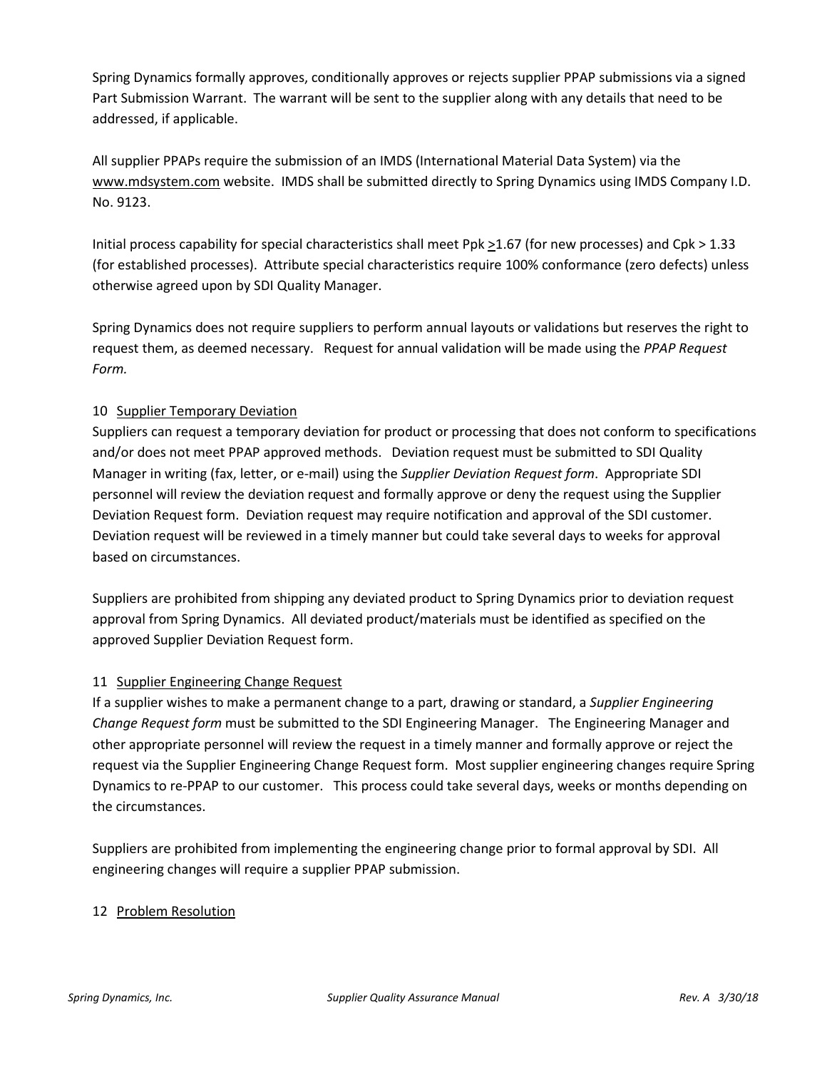Spring Dynamics formally approves, conditionally approves or rejects supplier PPAP submissions via a signed Part Submission Warrant. The warrant will be sent to the supplier along with any details that need to be addressed, if applicable.

All supplier PPAPs require the submission of an IMDS (International Material Data System) via the www.mdsystem.com website. IMDS shall be submitted directly to Spring Dynamics using IMDS Company I.D. No. 9123.

Initial process capability for special characteristics shall meet Ppk $\geq$1.67 (for new processes) and Cpk > 1.33 (for established processes). Attribute special characteristics require 100% conformance (zero defects) unless otherwise agreed upon by SDI Quality Manager.

Spring Dynamics does not require suppliers to perform annual layouts or validations but reserves the right to request them, as deemed necessary. Request for annual validation will be made using the *PPAP Request Form.*

## 10 Supplier Temporary Deviation

Suppliers can request a temporary deviation for product or processing that does not conform to specifications and/or does not meet PPAP approved methods. Deviation request must be submitted to SDI Quality Manager in writing (fax, letter, or e-mail) using the *Supplier Deviation Request form*. Appropriate SDI personnel will review the deviation request and formally approve or deny the request using the Supplier Deviation Request form. Deviation request may require notification and approval of the SDI customer. Deviation request will be reviewed in a timely manner but could take several days to weeks for approval based on circumstances.

Suppliers are prohibited from shipping any deviated product to Spring Dynamics prior to deviation request approval from Spring Dynamics. All deviated product/materials must be identified as specified on the approved Supplier Deviation Request form.

## 11 Supplier Engineering Change Request

If a supplier wishes to make a permanent change to a part, drawing or standard, a *Supplier Engineering Change Request form* must be submitted to the SDI Engineering Manager. The Engineering Manager and other appropriate personnel will review the request in a timely manner and formally approve or reject the request via the Supplier Engineering Change Request form. Most supplier engineering changes require Spring Dynamics to re-PPAP to our customer. This process could take several days, weeks or months depending on the circumstances.

Suppliers are prohibited from implementing the engineering change prior to formal approval by SDI. All engineering changes will require a supplier PPAP submission.

## 12 Problem Resolution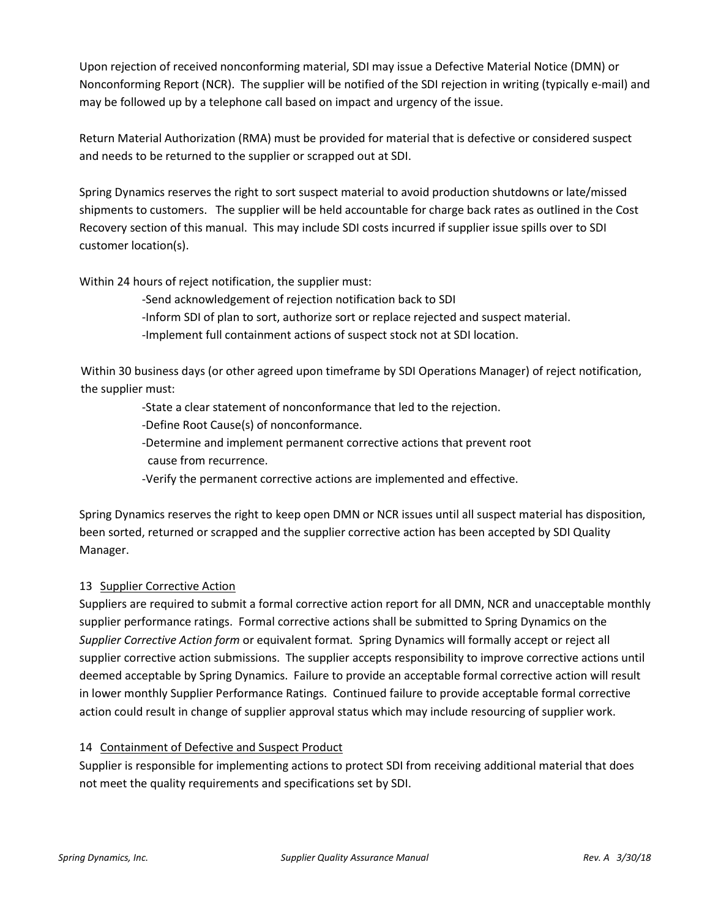Upon rejection of received nonconforming material, SDI may issue a Defective Material Notice (DMN) or Nonconforming Report (NCR). The supplier will be notified of the SDI rejection in writing (typically e-mail) and may be followed up by a telephone call based on impact and urgency of the issue.

Return Material Authorization (RMA) must be provided for material that is defective or considered suspect and needs to be returned to the supplier or scrapped out at SDI.

Spring Dynamics reserves the right to sort suspect material to avoid production shutdowns or late/missed shipments to customers. The supplier will be held accountable for charge back rates as outlined in the Cost Recovery section of this manual. This may include SDI costs incurred if supplier issue spills over to SDI customer location(s).

Within 24 hours of reject notification, the supplier must:

- Send acknowledgement of rejection notification back to SDI
- Inform SDI of plan to sort, authorize sort or replace rejected and suspect material.
- Implement full containment actions of suspect stock not at SDI location.

Within 30 business days (or other agreed upon timeframe by SDI Operations Manager) of reject notification, the supplier must:

- State a clear statement of nonconformance that led to the rejection.
- Define Root Cause(s) of nonconformance.
- Determine and implement permanent corrective actions that prevent root cause from recurrence.
- Verify the permanent corrective actions are implemented and effective.

Spring Dynamics reserves the right to keep open DMN or NCR issues until all suspect material has disposition, been sorted, returned or scrapped and the supplier corrective action has been accepted by SDI Quality Manager.

## 13 Supplier Corrective Action

Suppliers are required to submit a formal corrective action report for all DMN, NCR and unacceptable monthly supplier performance ratings. Formal corrective actions shall be submitted to Spring Dynamics on the *Supplier Corrective Action form* or equivalent format. Spring Dynamics will formally accept or reject all supplier corrective action submissions. The supplier accepts responsibility to improve corrective actions until deemed acceptable by Spring Dynamics. Failure to provide an acceptable formal corrective action will result in lower monthly Supplier Performance Ratings. Continued failure to provide acceptable formal corrective action could result in change of supplier approval status which may include resourcing of supplier work.

## 14 Containment of Defective and Suspect Product

Supplier is responsible for implementing actions to protect SDI from receiving additional material that does not meet the quality requirements and specifications set by SDI.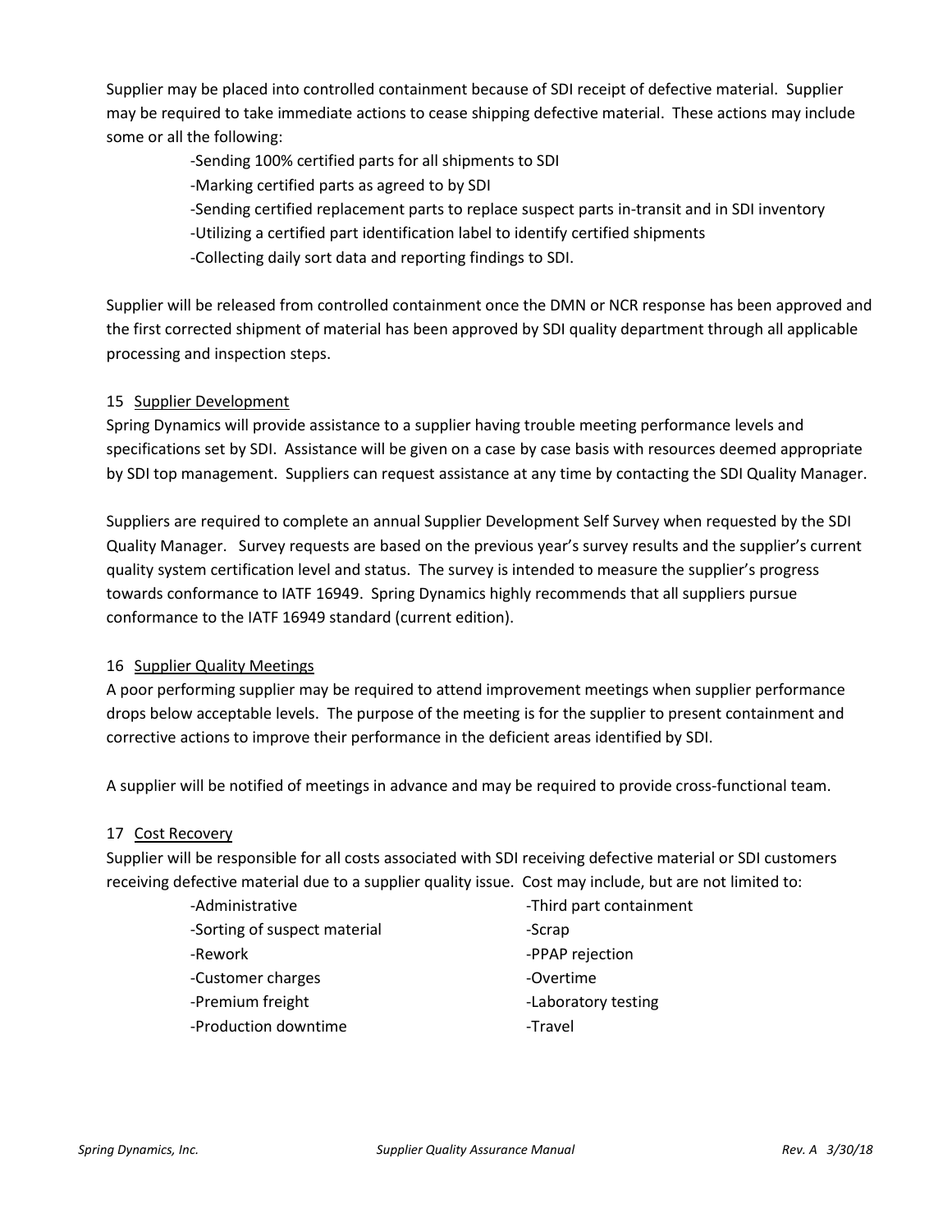Supplier may be placed into controlled containment because of SDI receipt of defective material. Supplier may be required to take immediate actions to cease shipping defective material. These actions may include some or all the following:

- -Sending 100% certified parts for all shipments to SDI
- -Marking certified parts as agreed to by SDI
- -Sending certified replacement parts to replace suspect parts in-transit and in SDI inventory
- -Utilizing a certified part identification label to identify certified shipments
- -Collecting daily sort data and reporting findings to SDI.

Supplier will be released from controlled containment once the DMN or NCR response has been approved and the first corrected shipment of material has been approved by SDI quality department through all applicable processing and inspection steps.

## 15 Supplier Development

Spring Dynamics will provide assistance to a supplier having trouble meeting performance levels and specifications set by SDI. Assistance will be given on a case by case basis with resources deemed appropriate by SDI top management. Suppliers can request assistance at any time by contacting the SDI Quality Manager.

Suppliers are required to complete an annual Supplier Development Self Survey when requested by the SDI Quality Manager. Survey requests are based on the previous year's survey results and the supplier's current quality system certification level and status. The survey is intended to measure the supplier's progress towards conformance to IATF 16949. Spring Dynamics highly recommends that all suppliers pursue conformance to the IATF 16949 standard (current edition).

## 16 Supplier Quality Meetings

A poor performing supplier may be required to attend improvement meetings when supplier performance drops below acceptable levels. The purpose of the meeting is for the supplier to present containment and corrective actions to improve their performance in the deficient areas identified by SDI.

A supplier will be notified of meetings in advance and may be required to provide cross-functional team.

## 17 Cost Recovery

Supplier will be responsible for all costs associated with SDI receiving defective material or SDI customers receiving defective material due to a supplier quality issue. Cost may include, but are not limited to:

- -Administrative
- -Sorting of suspect material
- -Rework
- -Customer charges
- -Premium freight
- -Production downtime
- -Third part containment
- -Scrap
- -PPAP rejection
- -Overtime
- -Laboratory testing
- -Travel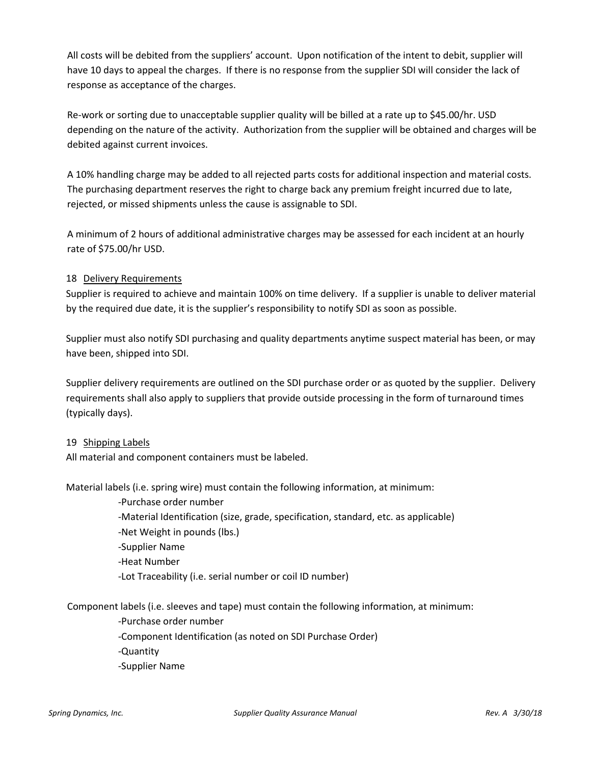All costs will be debited from the suppliers' account. Upon notification of the intent to debit, supplier will have 10 days to appeal the charges. If there is no response from the supplier SDI will consider the lack of response as acceptance of the charges.

Re-work or sorting due to unacceptable supplier quality will be billed at a rate up to $45.00/hr. USD depending on the nature of the activity. Authorization from the supplier will be obtained and charges will be debited against current invoices.

A 10% handling charge may be added to all rejected parts costs for additional inspection and material costs. The purchasing department reserves the right to charge back any premium freight incurred due to late, rejected, or missed shipments unless the cause is assignable to SDI.

A minimum of 2 hours of additional administrative charges may be assessed for each incident at an hourly rate of $75.00/hr USD.

## 18 Delivery Requirements

Supplier is required to achieve and maintain 100% on time delivery. If a supplier is unable to deliver material by the required due date, it is the supplier's responsibility to notify SDI as soon as possible.

Supplier must also notify SDI purchasing and quality departments anytime suspect material has been, or may have been, shipped into SDI.

Supplier delivery requirements are outlined on the SDI purchase order or as quoted by the supplier. Delivery requirements shall also apply to suppliers that provide outside processing in the form of turnaround times (typically days).

## 19 Shipping Labels

All material and component containers must be labeled.

Material labels (i.e. spring wire) must contain the following information, at minimum:

- Purchase order number
- Material Identification (size, grade, specification, standard, etc. as applicable)
- Net Weight in pounds (lbs.)
- Supplier Name
- Heat Number
- Lot Traceability (i.e. serial number or coil ID number)

Component labels (i.e. sleeves and tape) must contain the following information, at minimum:

- Purchase order number
- Component Identification (as noted on SDI Purchase Order)
- Quantity
- Supplier Name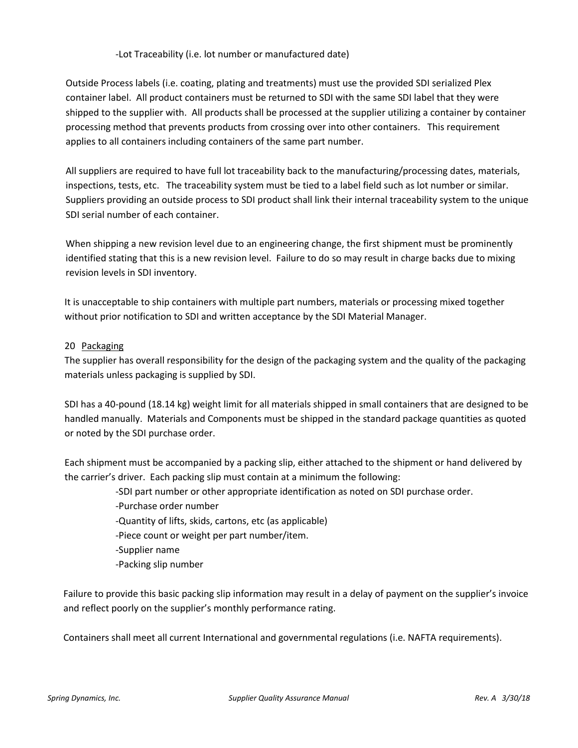-Lot Traceability (i.e. lot number or manufactured date)

Outside Process labels (i.e. coating, plating and treatments) must use the provided SDI serialized Plex container label. All product containers must be returned to SDI with the same SDI label that they were shipped to the supplier with. All products shall be processed at the supplier utilizing a container by container processing method that prevents products from crossing over into other containers. This requirement applies to all containers including containers of the same part number.

All suppliers are required to have full lot traceability back to the manufacturing/processing dates, materials, inspections, tests, etc. The traceability system must be tied to a label field such as lot number or similar. Suppliers providing an outside process to SDI product shall link their internal traceability system to the unique SDI serial number of each container.

When shipping a new revision level due to an engineering change, the first shipment must be prominently identified stating that this is a new revision level. Failure to do so may result in charge backs due to mixing revision levels in SDI inventory.

It is unacceptable to ship containers with multiple part numbers, materials or processing mixed together without prior notification to SDI and written acceptance by the SDI Material Manager.

## 20 Packaging

The supplier has overall responsibility for the design of the packaging system and the quality of the packaging materials unless packaging is supplied by SDI.

SDI has a 40-pound (18.14 kg) weight limit for all materials shipped in small containers that are designed to be handled manually. Materials and Components must be shipped in the standard package quantities as quoted or noted by the SDI purchase order.

Each shipment must be accompanied by a packing slip, either attached to the shipment or hand delivered by the carrier's driver. Each packing slip must contain at a minimum the following:

-SDI part number or other appropriate identification as noted on SDI purchase order.
-Purchase order number
-Quantity of lifts, skids, cartons, etc (as applicable)
-Piece count or weight per part number/item.
-Supplier name
-Packing slip number

Failure to provide this basic packing slip information may result in a delay of payment on the supplier's invoice and reflect poorly on the supplier's monthly performance rating.

Containers shall meet all current International and governmental regulations (i.e. NAFTA requirements).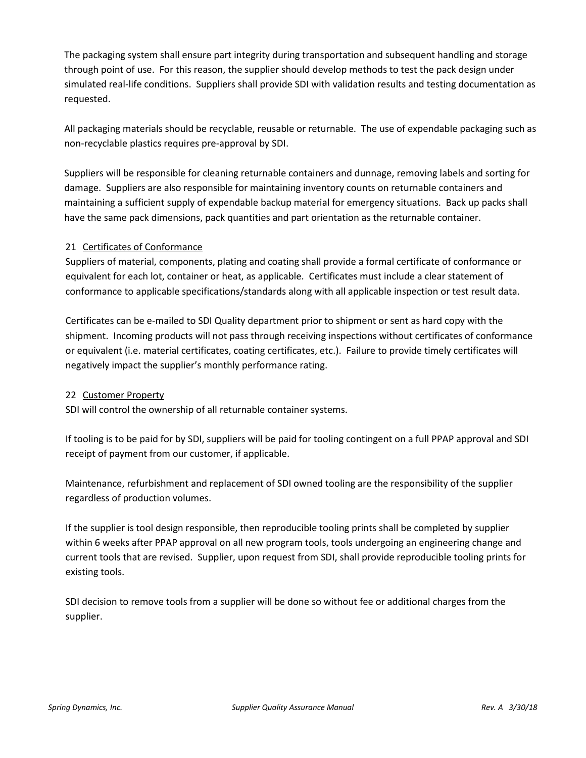The packaging system shall ensure part integrity during transportation and subsequent handling and storage through point of use. For this reason, the supplier should develop methods to test the pack design under simulated real-life conditions. Suppliers shall provide SDI with validation results and testing documentation as requested.

All packaging materials should be recyclable, reusable or returnable. The use of expendable packaging such as non-recyclable plastics requires pre-approval by SDI.

Suppliers will be responsible for cleaning returnable containers and dunnage, removing labels and sorting for damage. Suppliers are also responsible for maintaining inventory counts on returnable containers and maintaining a sufficient supply of expendable backup material for emergency situations. Back up packs shall have the same pack dimensions, pack quantities and part orientation as the returnable container.

## 21 Certificates of Conformance

Suppliers of material, components, plating and coating shall provide a formal certificate of conformance or equivalent for each lot, container or heat, as applicable. Certificates must include a clear statement of conformance to applicable specifications/standards along with all applicable inspection or test result data.

Certificates can be e-mailed to SDI Quality department prior to shipment or sent as hard copy with the shipment. Incoming products will not pass through receiving inspections without certificates of conformance or equivalent (i.e. material certificates, coating certificates, etc.). Failure to provide timely certificates will negatively impact the supplier's monthly performance rating.

## 22 Customer Property

SDI will control the ownership of all returnable container systems.

If tooling is to be paid for by SDI, suppliers will be paid for tooling contingent on a full PPAP approval and SDI receipt of payment from our customer, if applicable.

Maintenance, refurbishment and replacement of SDI owned tooling are the responsibility of the supplier regardless of production volumes.

If the supplier is tool design responsible, then reproducible tooling prints shall be completed by supplier within 6 weeks after PPAP approval on all new program tools, tools undergoing an engineering change and current tools that are revised. Supplier, upon request from SDI, shall provide reproducible tooling prints for existing tools.

SDI decision to remove tools from a supplier will be done so without fee or additional charges from the supplier.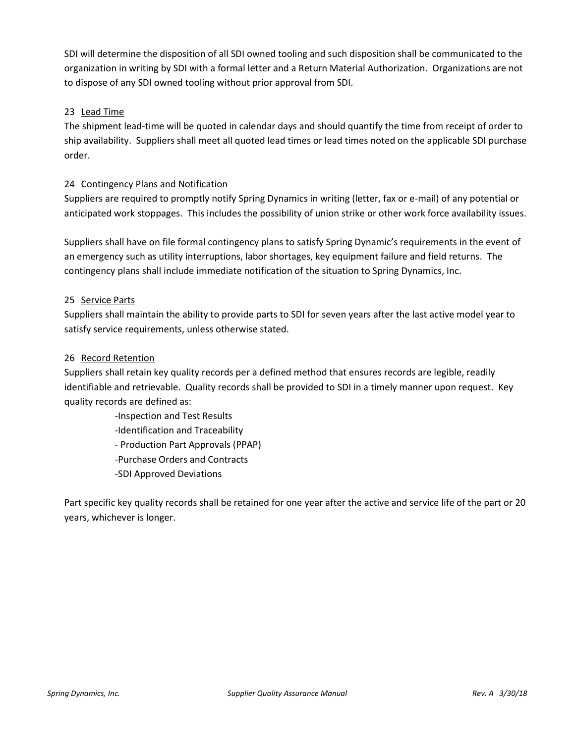SDI will determine the disposition of all SDI owned tooling and such disposition shall be communicated to the organization in writing by SDI with a formal letter and a Return Material Authorization. Organizations are not to dispose of any SDI owned tooling without prior approval from SDI.

## 23 Lead Time

The shipment lead-time will be quoted in calendar days and should quantify the time from receipt of order to ship availability. Suppliers shall meet all quoted lead times or lead times noted on the applicable SDI purchase order.

## 24 Contingency Plans and Notification

Suppliers are required to promptly notify Spring Dynamics in writing (letter, fax or e-mail) of any potential or anticipated work stoppages. This includes the possibility of union strike or other work force availability issues.

Suppliers shall have on file formal contingency plans to satisfy Spring Dynamic's requirements in the event of an emergency such as utility interruptions, labor shortages, key equipment failure and field returns. The contingency plans shall include immediate notification of the situation to Spring Dynamics, Inc.

## 25 Service Parts

Suppliers shall maintain the ability to provide parts to SDI for seven years after the last active model year to satisfy service requirements, unless otherwise stated.

## 26 Record Retention

Suppliers shall retain key quality records per a defined method that ensures records are legible, readily identifiable and retrievable. Quality records shall be provided to SDI in a timely manner upon request. Key quality records are defined as:

- Inspection and Test Results
- Identification and Traceability
- Production Part Approvals (PPAP)
- Purchase Orders and Contracts
- SDI Approved Deviations

Part specific key quality records shall be retained for one year after the active and service life of the part or 20 years, whichever is longer.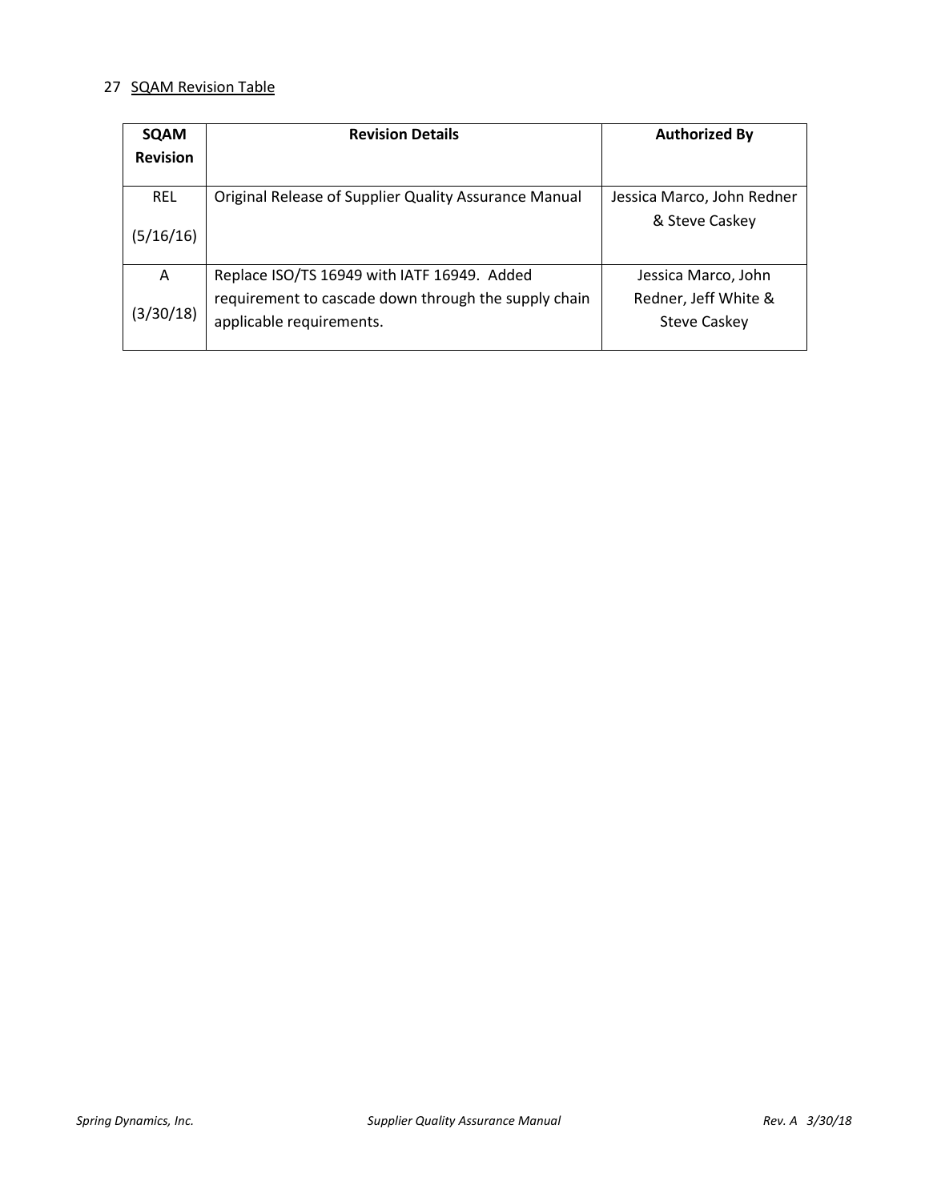## 27 SQAM Revision Table

| SQAM Revision | Revision Details | Authorized By |
|---|---|---|
| REL (5/16/16) | Original Release of Supplier Quality Assurance Manual | Jessica Marco, John Redner & Steve Caskey |
| A (3/30/18) | Replace ISO/TS 16949 with IATF 16949. Added requirement to cascade down through the supply chain applicable requirements. | Jessica Marco, John Redner, Jeff White & Steve Caskey |